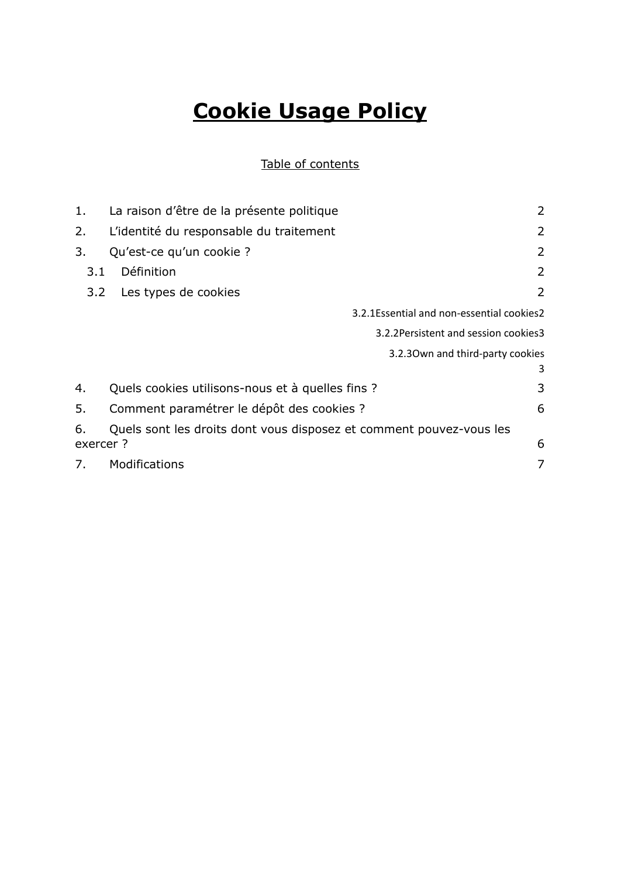# Cookie Usage Policy

Table of contents

1. La raison d'être de la présente politique 2
2. L'identité du responsable du traitement 2
3. Qu'est-ce qu'un cookie ? 2
   - 3.1 Définition 2
   - 3.2 Les types de cookies 2
     - 3.2.1 Essential and non-essential cookies 2
     - 3.2.2 Persistent and session cookies 3
     - 3.2.3 Own and third-party cookies 3
4. Quels cookies utilisons-nous et à quelles fins ? 3
5. Comment paramétrer le dépôt des cookies ? 6
6. Quels sont les droits dont vous disposez et comment pouvez-vous les exercer ? 6
7. Modifications 7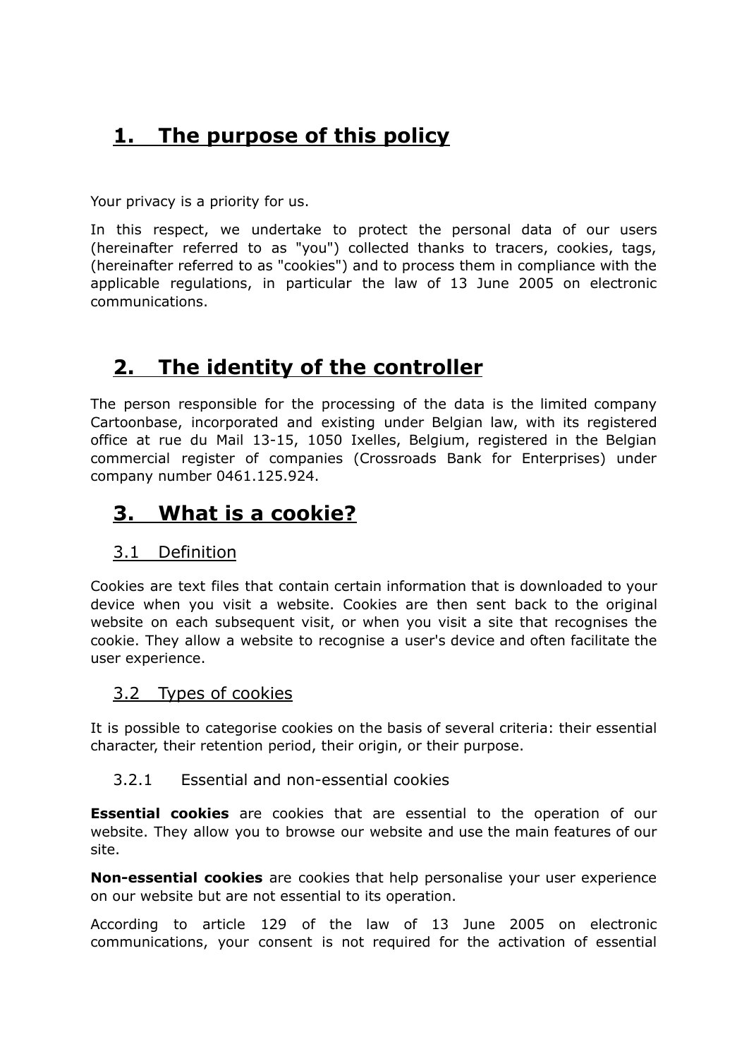# 1. The purpose of this policy

Your privacy is a priority for us.

In this respect, we undertake to protect the personal data of our users (hereinafter referred to as "you") collected thanks to tracers, cookies, tags, (hereinafter referred to as "cookies") and to process them in compliance with the applicable regulations, in particular the law of 13 June 2005 on electronic communications.

# 2. The identity of the controller

The person responsible for the processing of the data is the limited company Cartoonbase, incorporated and existing under Belgian law, with its registered office at rue du Mail 13-15, 1050 Ixelles, Belgium, registered in the Belgian commercial register of companies (Crossroads Bank for Enterprises) under company number 0461.125.924.

# 3. What is a cookie?

## 3.1 Definition

Cookies are text files that contain certain information that is downloaded to your device when you visit a website. Cookies are then sent back to the original website on each subsequent visit, or when you visit a site that recognises the cookie. They allow a website to recognise a user's device and often facilitate the user experience.

## 3.2 Types of cookies

It is possible to categorise cookies on the basis of several criteria: their essential character, their retention period, their origin, or their purpose.

### 3.2.1 Essential and non-essential cookies

**Essential cookies** are cookies that are essential to the operation of our website. They allow you to browse our website and use the main features of our site.

**Non-essential cookies** are cookies that help personalise your user experience on our website but are not essential to its operation.

According to article 129 of the law of 13 June 2005 on electronic communications, your consent is not required for the activation of essential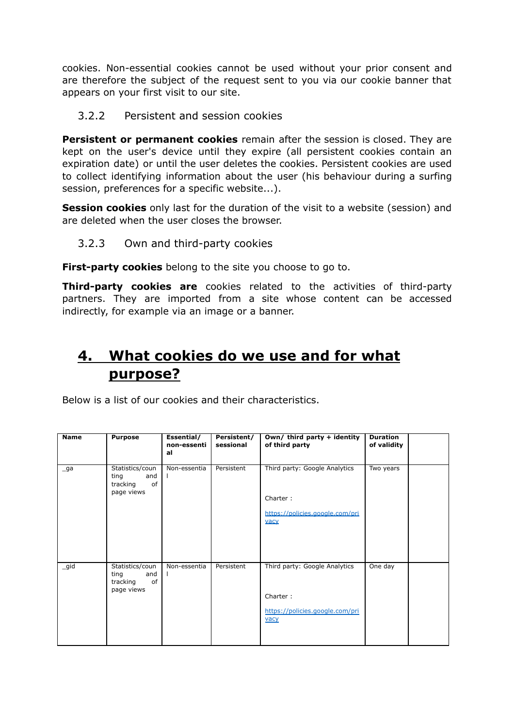cookies. Non-essential cookies cannot be used without your prior consent and are therefore the subject of the request sent to you via our cookie banner that appears on your first visit to our site.

### 3.2.2 Persistent and session cookies

**Persistent or permanent cookies** remain after the session is closed. They are kept on the user's device until they expire (all persistent cookies contain an expiration date) or until the user deletes the cookies. Persistent cookies are used to collect identifying information about the user (his behaviour during a surfing session, preferences for a specific website...).

**Session cookies** only last for the duration of the visit to a website (session) and are deleted when the user closes the browser.

### 3.2.3 Own and third-party cookies

**First-party cookies** belong to the site you choose to go to.

**Third-party cookies are** cookies related to the activities of third-party partners. They are imported from a site whose content can be accessed indirectly, for example via an image or a banner.

## 4. What cookies do we use and for what purpose?

Below is a list of our cookies and their characteristics.

| Name | Purpose | Essential/ non-essential | Persistent/ sessional | Own/ third party + identity of third party | Duration of validity | |
|---|---|---|---|---|---|---|
| _ga | Statistics/counting and tracking of page views | Non-essential | Persistent | Third party: Google Analytics<br><br>Charter :<br><br>https://policies.google.com/privacy | Two years | |
| _gid | Statistics/counting and tracking of page views | Non-essential | Persistent | Third party: Google Analytics<br><br>Charter :<br><br>https://policies.google.com/privacy | One day | |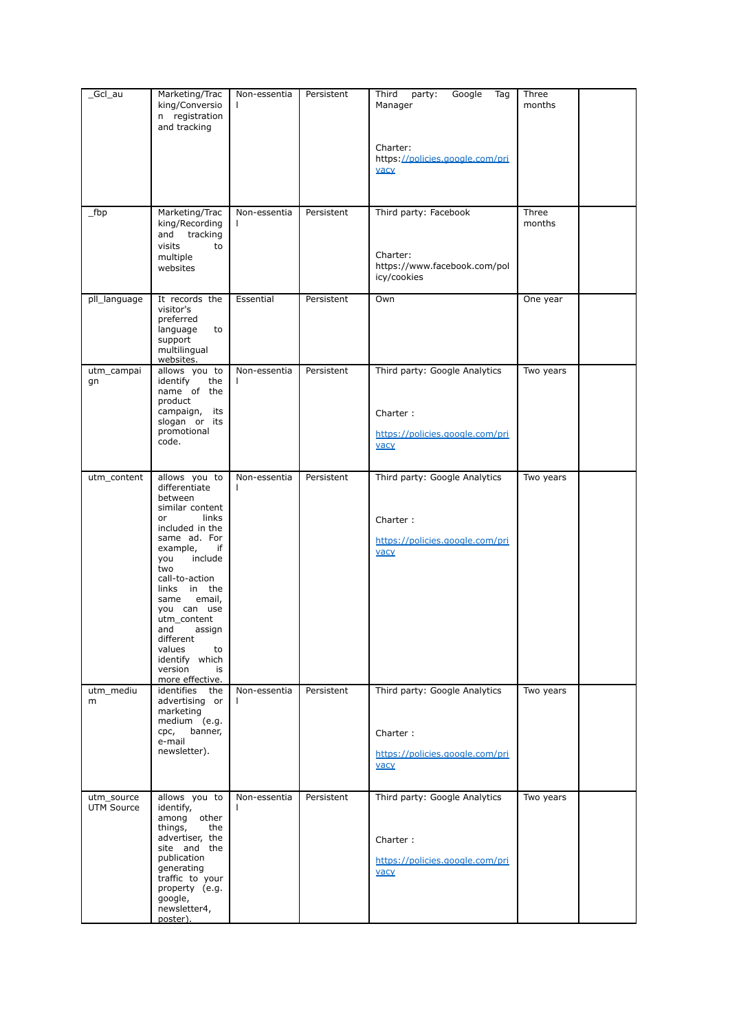| _Gcl_au | Marketing/Tracking/Conversion registration and tracking | Non-essential | Persistent | Third party: Google Tag Manager<br><br>Charter: https://policies.google.com/privacy | Three months | |
|---|---|---|---|---|---|---|
| _fbp | Marketing/Tracking/Recording and tracking visits to multiple websites | Non-essential | Persistent | Third party: Facebook<br><br>Charter: https://www.facebook.com/policy/cookies | Three months | |
| pll_language | It records the visitor's preferred language to support multilingual websites. | Essential | Persistent | Own | One year | |
| utm_campaign | allows you to identify the name of the product campaign, its slogan or its promotional code. | Non-essential | Persistent | Third party: Google Analytics<br><br>Charter :<br><br>https://policies.google.com/privacy | Two years | |
| utm_content | allows you to differentiate between similar content or links included in the same ad. For example, if you include two call-to-action links in the same email, you can use utm_content and assign different values to identify which version is more effective. | Non-essential | Persistent | Third party: Google Analytics<br><br>Charter :<br><br>https://policies.google.com/privacy | Two years | |
| utm_medium | identifies the advertising or marketing medium (e.g. cpc, banner, e-mail newsletter). | Non-essential | Persistent | Third party: Google Analytics<br><br>Charter :<br><br>https://policies.google.com/privacy | Two years | |
| utm_source UTM Source | allows you to identify, among other things, the advertiser, the site and the publication generating traffic to your property (e.g. google, newsletter4, poster). | Non-essential | Persistent | Third party: Google Analytics<br><br>Charter :<br><br>https://policies.google.com/privacy | Two years | |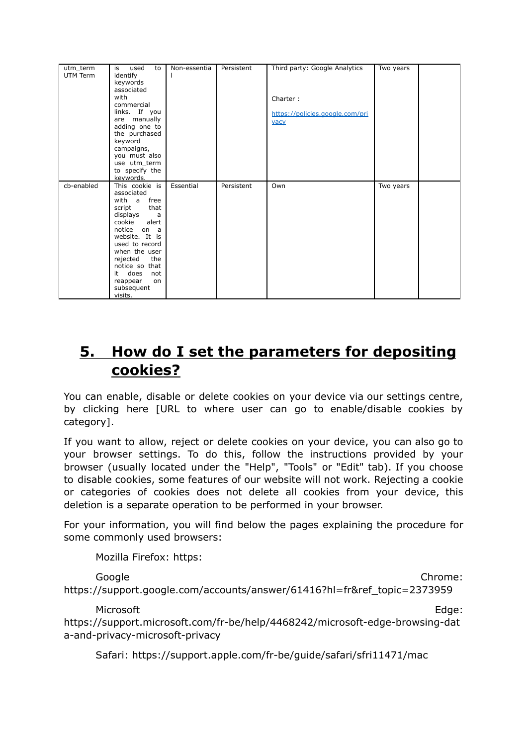| | | | | | | |
|---|---|---|---|---|---|---|
| utm_term UTM Term | is used to identify keywords associated with commercial links. If you are manually adding one to the purchased keyword campaigns, you must also use utm_term to specify the keywords. | Non-essential | Persistent | Third party: Google Analytics<br><br>Charter :<br><br>https://policies.google.com/privacy | Two years | |
| cb-enabled | This cookie is associated with a free script that displays a cookie alert notice on a website. It is used to record when the user rejected the notice so that it does not reappear on subsequent visits. | Essential | Persistent | Own | Two years | |

## 5. How do I set the parameters for depositing cookies?

You can enable, disable or delete cookies on your device via our settings centre, by clicking here [URL to where user can go to enable/disable cookies by category].

If you want to allow, reject or delete cookies on your device, you can also go to your browser settings. To do this, follow the instructions provided by your browser (usually located under the "Help", "Tools" or "Edit" tab). If you choose to disable cookies, some features of our website will not work. Rejecting a cookie or categories of cookies does not delete all cookies from your device, this deletion is a separate operation to be performed in your browser.

For your information, you will find below the pages explaining the procedure for some commonly used browsers:

Mozilla Firefox: https:

Google Chrome: https://support.google.com/accounts/answer/61416?hl=fr&ref_topic=2373959

Microsoft Edge: https://support.microsoft.com/fr-be/help/4468242/microsoft-edge-browsing-data-and-privacy-microsoft-privacy

Safari: https://support.apple.com/fr-be/guide/safari/sfri11471/mac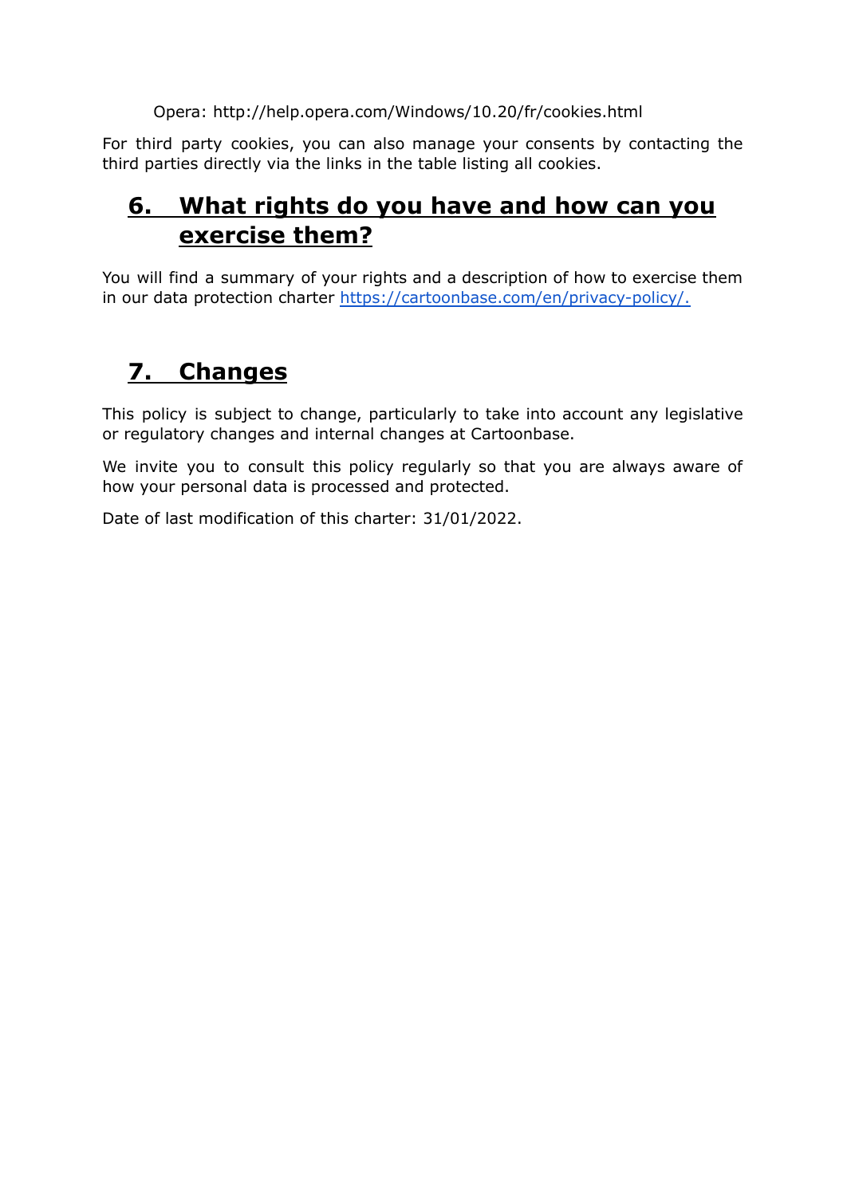Opera: http://help.opera.com/Windows/10.20/fr/cookies.html

For third party cookies, you can also manage your consents by contacting the third parties directly via the links in the table listing all cookies.

## **6. What rights do you have and how can you exercise them?**

You will find a summary of your rights and a description of how to exercise them in our data protection charter [https://cartoonbase.com/en/privacy-policy/.](https://cartoonbase.com/en/privacy-policy/)

## **7. Changes**

This policy is subject to change, particularly to take into account any legislative or regulatory changes and internal changes at Cartoonbase.

We invite you to consult this policy regularly so that you are always aware of how your personal data is processed and protected.

Date of last modification of this charter: 31/01/2022.